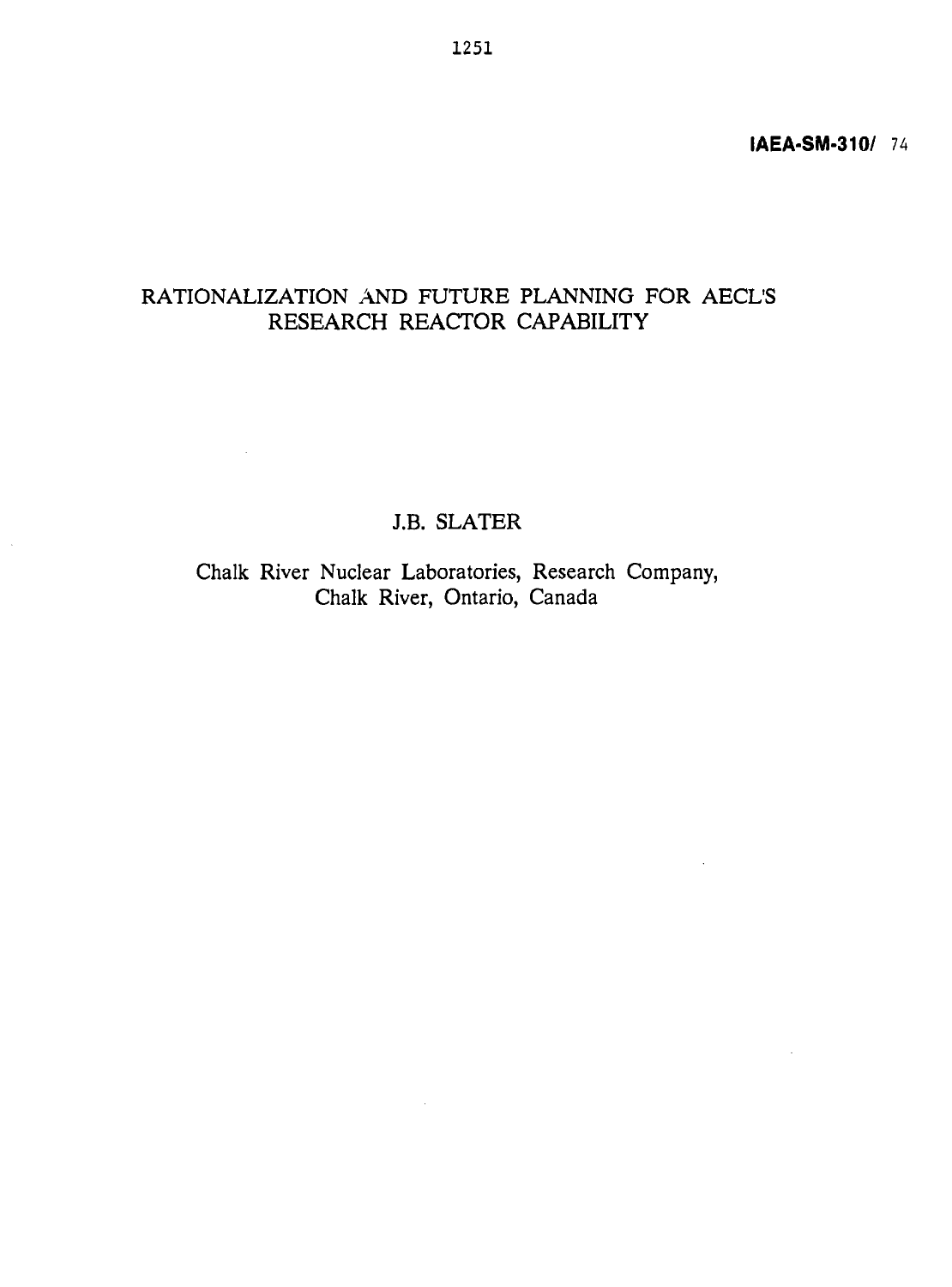**IAEA-SM-310/ 74**

# RATIONALIZATION AND FUTURE PLANNING FOR AECL'S RESEARCH REACTOR CAPABILITY

J.B. SLATER

Chalk River Nuclear Laboratories, Research Company,
Chalk River, Ontario, Canada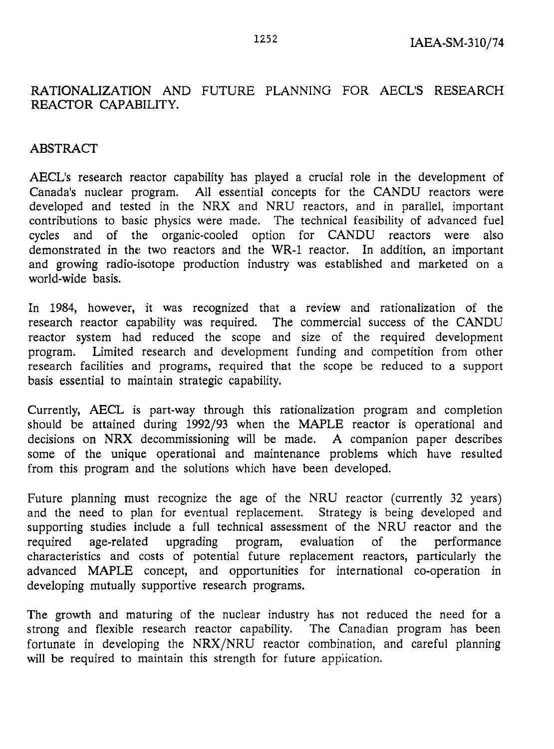# RATIONALIZATION AND FUTURE PLANNING FOR AECL'S RESEARCH REACTOR CAPABILITY.

## ABSTRACT

AECL's research reactor capability has played a crucial role in the development of Canada's nuclear program. All essential concepts for the CANDU reactors were developed and tested in the NRX and NRU reactors, and in parallel, important contributions to basic physics were made. The technical feasibility of advanced fuel cycles and of the organic-cooled option for CANDU reactors were also demonstrated in the two reactors and the WR-1 reactor. In addition, an important and growing radio-isotope production industry was established and marketed on a world-wide basis.

In 1984, however, it was recognized that a review and rationalization of the research reactor capability was required. The commercial success of the CANDU reactor system had reduced the scope and size of the required development program. Limited research and development funding and competition from other research facilities and programs, required that the scope be reduced to a support basis essential to maintain strategic capability.

Currently, AECL is part-way through this rationalization program and completion should be attained during 1992/93 when the MAPLE reactor is operational and decisions on NRX decommissioning will be made. A companion paper describes some of the unique operational and maintenance problems which have resulted from this program and the solutions which have been developed.

Future planning must recognize the age of the NRU reactor (currently 32 years) and the need to plan for eventual replacement. Strategy is being developed and supporting studies include a full technical assessment of the NRU reactor and the required age-related upgrading program, evaluation of the performance characteristics and costs of potential future replacement reactors, particularly the advanced MAPLE concept, and opportunities for international co-operation in developing mutually supportive research programs.

The growth and maturing of the nuclear industry has not reduced the need for a strong and flexible research reactor capability. The Canadian program has been fortunate in developing the NRX/NRU reactor combination, and careful planning will be required to maintain this strength for future application.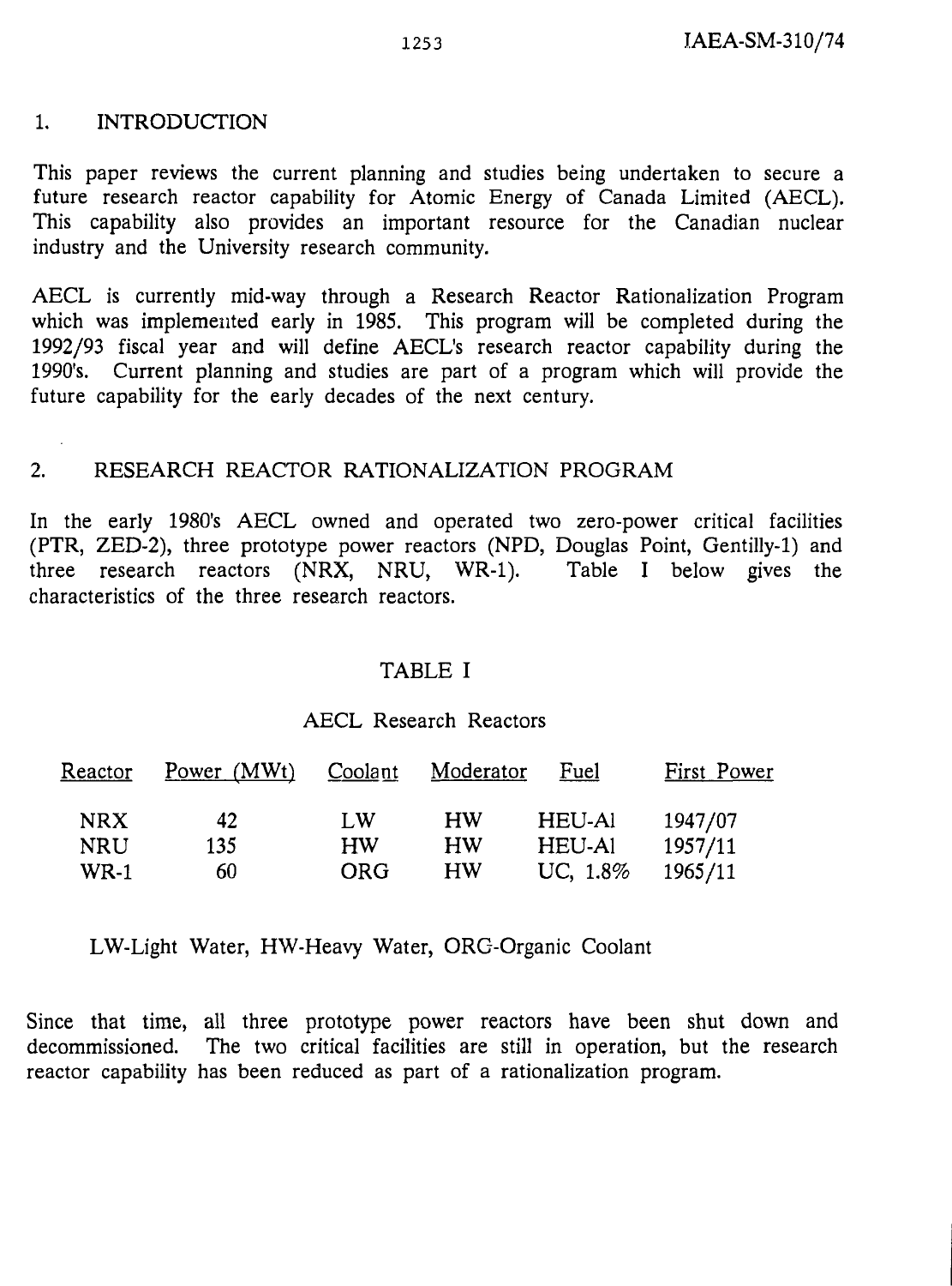## 1. INTRODUCTION

This paper reviews the current planning and studies being undertaken to secure a future research reactor capability for Atomic Energy of Canada Limited (AECL). This capability also provides an important resource for the Canadian nuclear industry and the University research community.

AECL is currently mid-way through a Research Reactor Rationalization Program which was implemented early in 1985. This program will be completed during the 1992/93 fiscal year and will define AECL's research reactor capability during the 1990's. Current planning and studies are part of a program which will provide the future capability for the early decades of the next century.

## 2. RESEARCH REACTOR RATIONALIZATION PROGRAM

In the early 1980's AECL owned and operated two zero-power critical facilities (PTR, ZED-2), three prototype power reactors (NPD, Douglas Point, Gentilly-1) and three research reactors (NRX, NRU, WR-1). Table I below gives the characteristics of the three research reactors.

TABLE I

AECL Research Reactors

| Reactor | Power (MWt) | Coolant | Moderator | Fuel | First Power |
|---|---|---|---|---|---|
| NRX | 42 | LW | HW | HEU-Al | 1947/07 |
| NRU | 135 | HW | HW | HEU-Al | 1957/11 |
| WR-1 | 60 | ORG | HW | UC, 1.8% | 1965/11 |

LW-Light Water, HW-Heavy Water, ORG-Organic Coolant

Since that time, all three prototype power reactors have been shut down and decommissioned. The two critical facilities are still in operation, but the research reactor capability has been reduced as part of a rationalization program.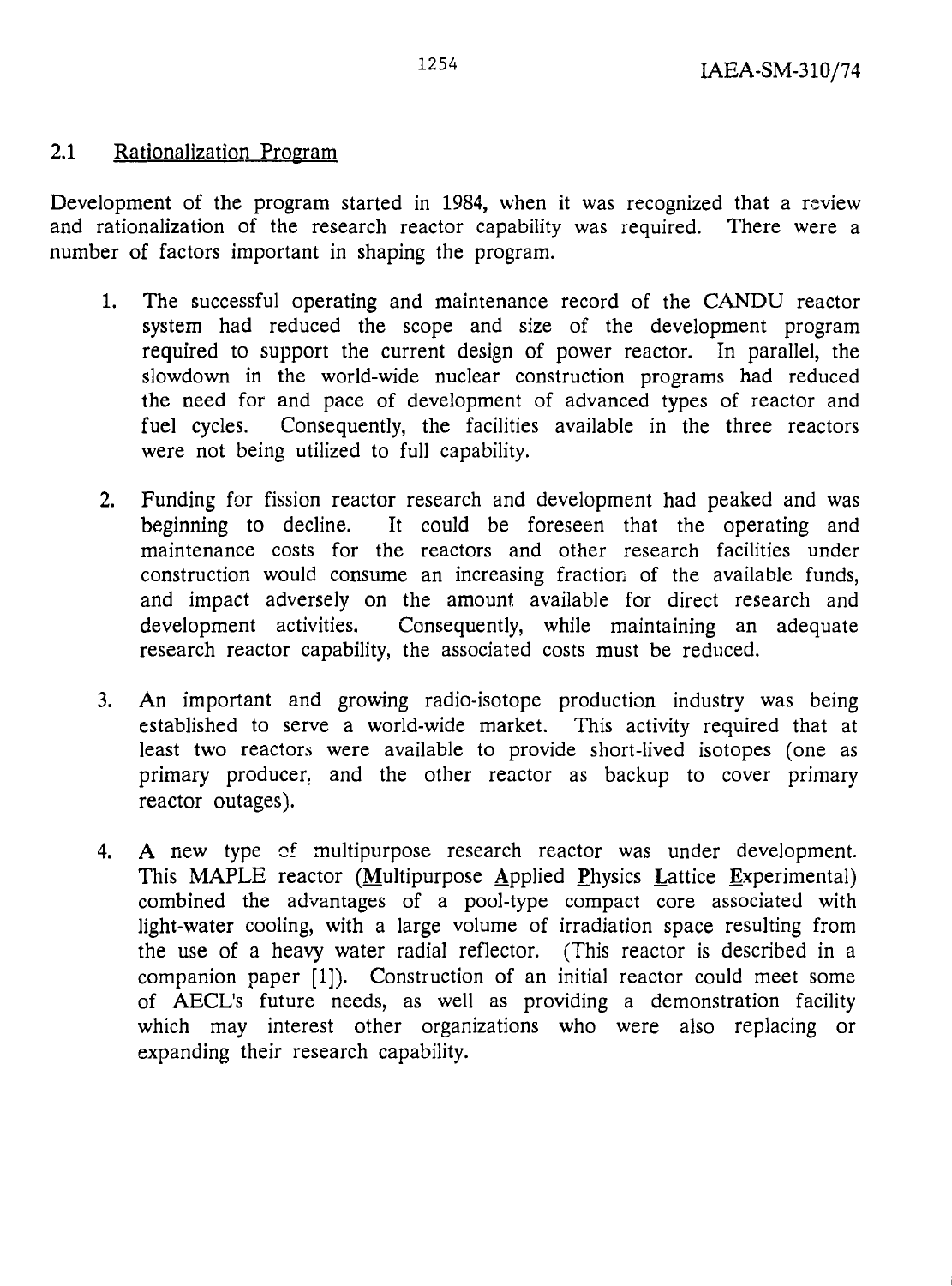## 2.1 Rationalization Program

Development of the program started in 1984, when it was recognized that a review and rationalization of the research reactor capability was required. There were a number of factors important in shaping the program.

1. The successful operating and maintenance record of the CANDU reactor system had reduced the scope and size of the development program required to support the current design of power reactor. In parallel, the slowdown in the world-wide nuclear construction programs had reduced the need for and pace of development of advanced types of reactor and fuel cycles. Consequently, the facilities available in the three reactors were not being utilized to full capability.

2. Funding for fission reactor research and development had peaked and was beginning to decline. It could be foreseen that the operating and maintenance costs for the reactors and other research facilities under construction would consume an increasing fraction of the available funds, and impact adversely on the amount available for direct research and development activities. Consequently, while maintaining an adequate research reactor capability, the associated costs must be reduced.

3. An important and growing radio-isotope production industry was being established to serve a world-wide market. This activity required that at least two reactors were available to provide short-lived isotopes (one as primary producer, and the other reactor as backup to cover primary reactor outages).

4. A new type of multipurpose research reactor was under development. This MAPLE reactor (Multipurpose Applied Physics Lattice Experimental) combined the advantages of a pool-type compact core associated with light-water cooling, with a large volume of irradiation space resulting from the use of a heavy water radial reflector. (This reactor is described in a companion paper [1]). Construction of an initial reactor could meet some of AECL's future needs, as well as providing a demonstration facility which may interest other organizations who were also replacing or expanding their research capability.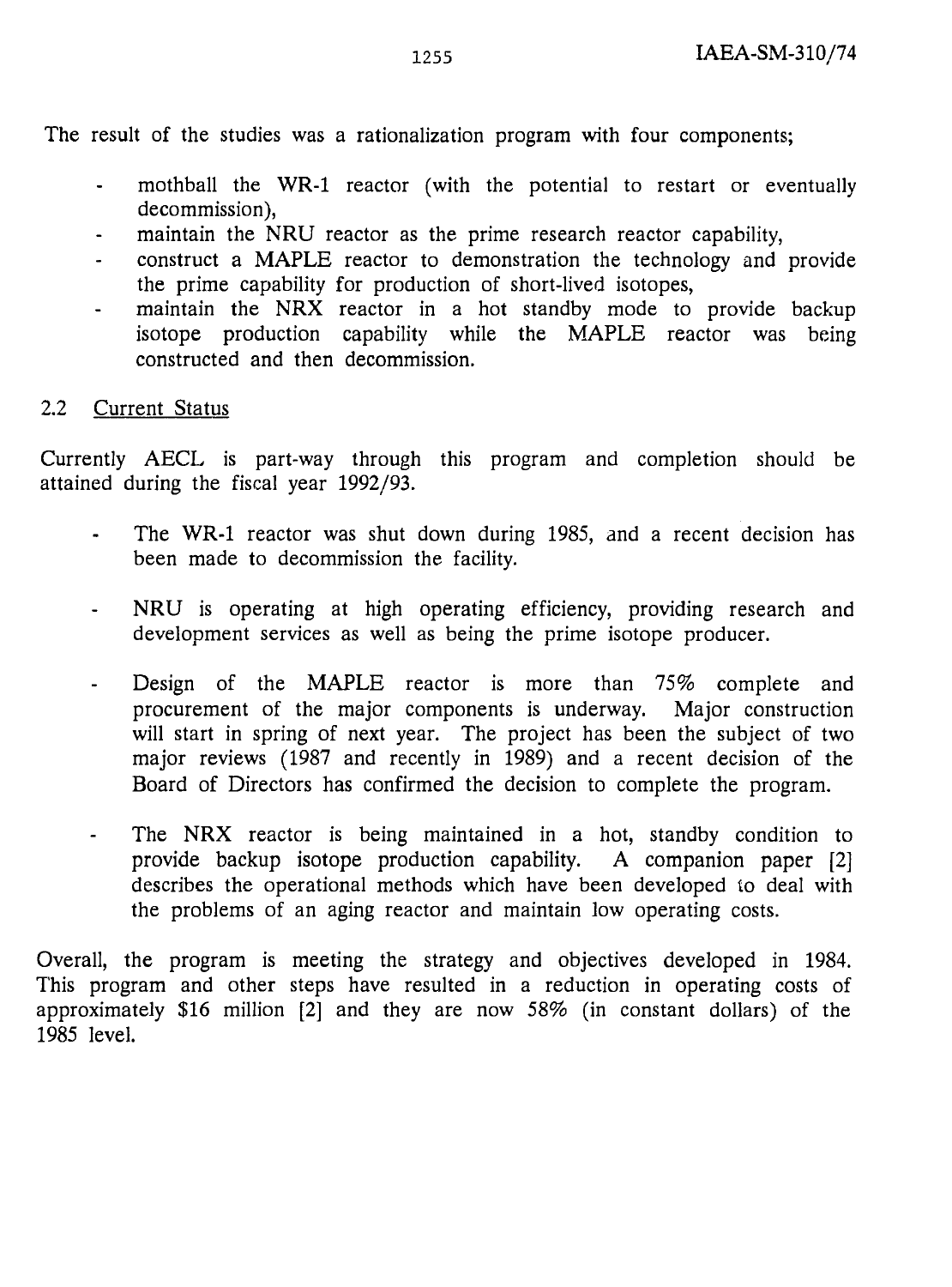The result of the studies was a rationalization program with four components;

- mothball the WR-1 reactor (with the potential to restart or eventually decommission),
- maintain the NRU reactor as the prime research reactor capability,
- construct a MAPLE reactor to demonstration the technology and provide the prime capability for production of short-lived isotopes,
- maintain the NRX reactor in a hot standby mode to provide backup isotope production capability while the MAPLE reactor was being constructed and then decommission.

## 2.2 Current Status

Currently AECL is part-way through this program and completion should be attained during the fiscal year 1992/93.

- The WR-1 reactor was shut down during 1985, and a recent decision has been made to decommission the facility.

- NRU is operating at high operating efficiency, providing research and development services as well as being the prime isotope producer.

- Design of the MAPLE reactor is more than 75% complete and procurement of the major components is underway. Major construction will start in spring of next year. The project has been the subject of two major reviews (1987 and recently in 1989) and a recent decision of the Board of Directors has confirmed the decision to complete the program.

- The NRX reactor is being maintained in a hot, standby condition to provide backup isotope production capability. A companion paper [2] describes the operational methods which have been developed to deal with the problems of an aging reactor and maintain low operating costs.

Overall, the program is meeting the strategy and objectives developed in 1984. This program and other steps have resulted in a reduction in operating costs of approximately $16 million [2] and they are now 58% (in constant dollars) of the 1985 level.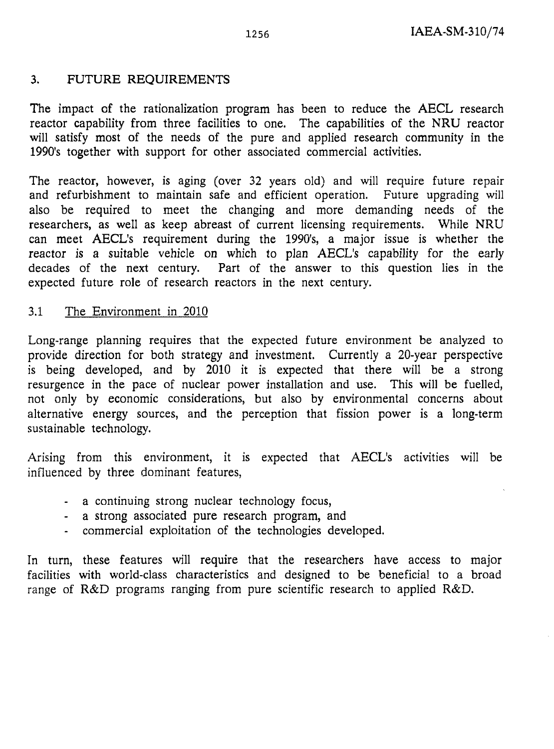## 3. FUTURE REQUIREMENTS

The impact of the rationalization program has been to reduce the AECL research reactor capability from three facilities to one. The capabilities of the NRU reactor will satisfy most of the needs of the pure and applied research community in the 1990's together with support for other associated commercial activities.

The reactor, however, is aging (over 32 years old) and will require future repair and refurbishment to maintain safe and efficient operation. Future upgrading will also be required to meet the changing and more demanding needs of the researchers, as well as keep abreast of current licensing requirements. While NRU can meet AECL's requirement during the 1990's, a major issue is whether the reactor is a suitable vehicle on which to plan AECL's capability for the early decades of the next century. Part of the answer to this question lies in the expected future role of research reactors in the next century.

### 3.1 The Environment in 2010

Long-range planning requires that the expected future environment be analyzed to provide direction for both strategy and investment. Currently a 20-year perspective is being developed, and by 2010 it is expected that there will be a strong resurgence in the pace of nuclear power installation and use. This will be fuelled, not only by economic considerations, but also by environmental concerns about alternative energy sources, and the perception that fission power is a long-term sustainable technology.

Arising from this environment, it is expected that AECL's activities will be influenced by three dominant features,

- a continuing strong nuclear technology focus,
- a strong associated pure research program, and
- commercial exploitation of the technologies developed.

In turn, these features will require that the researchers have access to major facilities with world-class characteristics and designed to be beneficial to a broad range of R&D programs ranging from pure scientific research to applied R&D.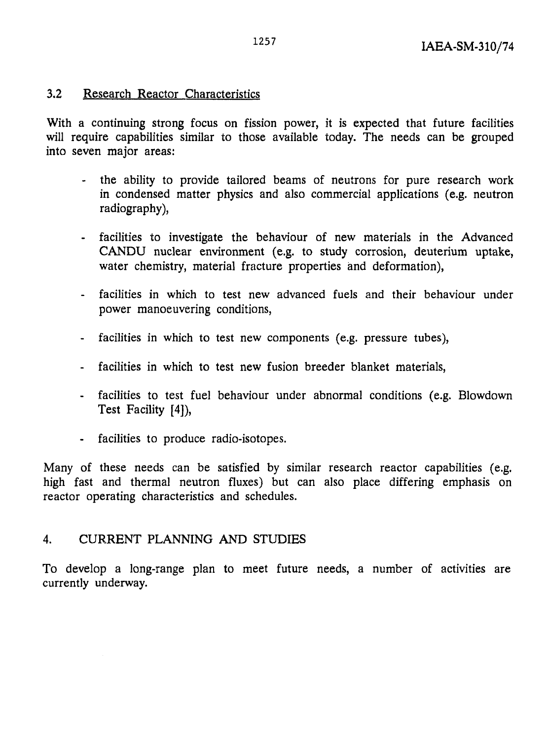### 3.2 Research Reactor Characteristics

With a continuing strong focus on fission power, it is expected that future facilities will require capabilities similar to those available today. The needs can be grouped into seven major areas:

- the ability to provide tailored beams of neutrons for pure research work in condensed matter physics and also commercial applications (e.g. neutron radiography),
- facilities to investigate the behaviour of new materials in the Advanced CANDU nuclear environment (e.g. to study corrosion, deuterium uptake, water chemistry, material fracture properties and deformation),
- facilities in which to test new advanced fuels and their behaviour under power manoeuvering conditions,
- facilities in which to test new components (e.g. pressure tubes),
- facilities in which to test new fusion breeder blanket materials,
- facilities to test fuel behaviour under abnormal conditions (e.g. Blowdown Test Facility [4]),
- facilities to produce radio-isotopes.

Many of these needs can be satisfied by similar research reactor capabilities (e.g. high fast and thermal neutron fluxes) but can also place differing emphasis on reactor operating characteristics and schedules.

## 4. CURRENT PLANNING AND STUDIES

To develop a long-range plan to meet future needs, a number of activities are currently underway.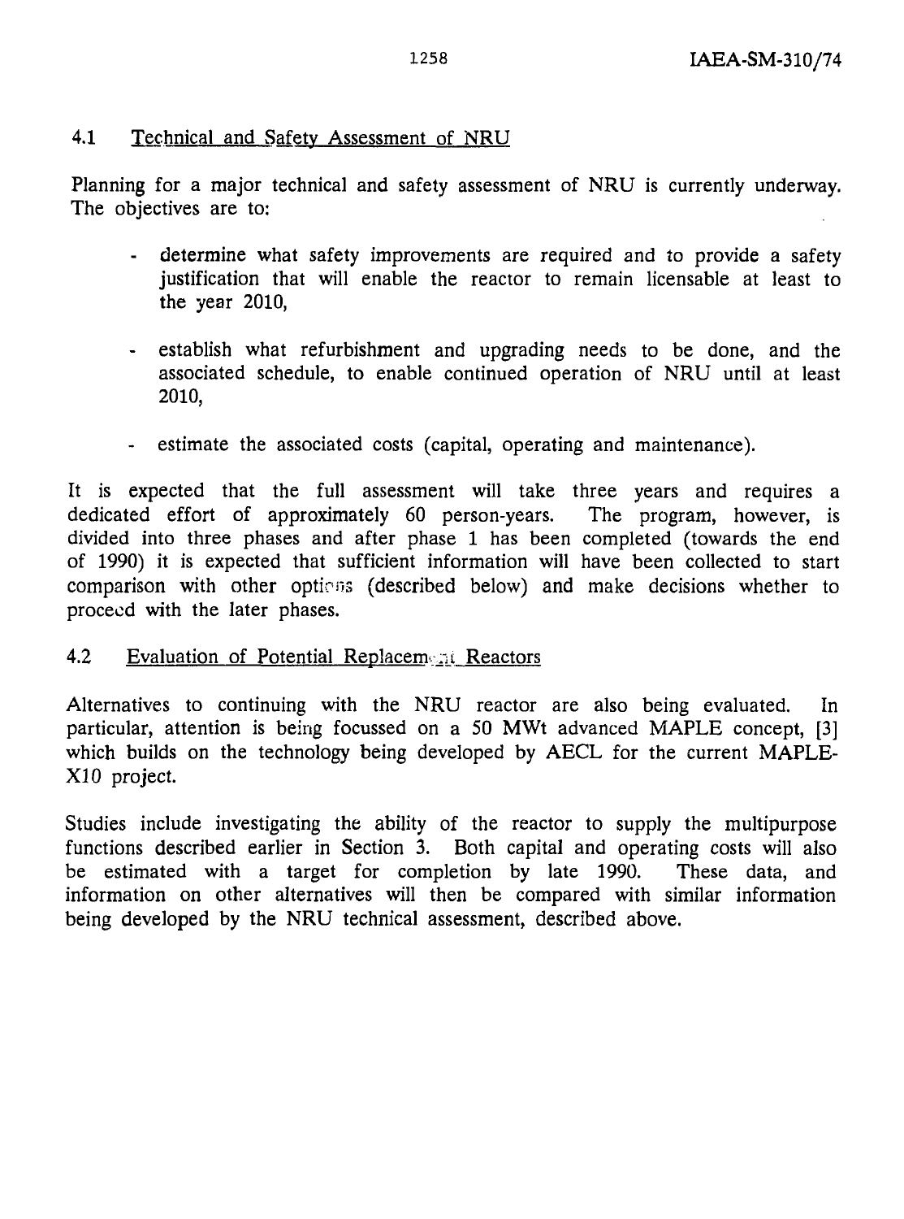## 4.1 Technical and Safety Assessment of NRU

Planning for a major technical and safety assessment of NRU is currently underway. The objectives are to:

- determine what safety improvements are required and to provide a safety justification that will enable the reactor to remain licensable at least to the year 2010,
- establish what refurbishment and upgrading needs to be done, and the associated schedule, to enable continued operation of NRU until at least 2010,
- estimate the associated costs (capital, operating and maintenance).

It is expected that the full assessment will take three years and requires a dedicated effort of approximately 60 person-years. The program, however, is divided into three phases and after phase 1 has been completed (towards the end of 1990) it is expected that sufficient information will have been collected to start comparison with other options (described below) and make decisions whether to proceed with the later phases.

## 4.2 Evaluation of Potential Replacement Reactors

Alternatives to continuing with the NRU reactor are also being evaluated. In particular, attention is being focussed on a 50 MWt advanced MAPLE concept, [3] which builds on the technology being developed by AECL for the current MAPLE-X10 project.

Studies include investigating the ability of the reactor to supply the multipurpose functions described earlier in Section 3. Both capital and operating costs will also be estimated with a target for completion by late 1990. These data, and information on other alternatives will then be compared with similar information being developed by the NRU technical assessment, described above.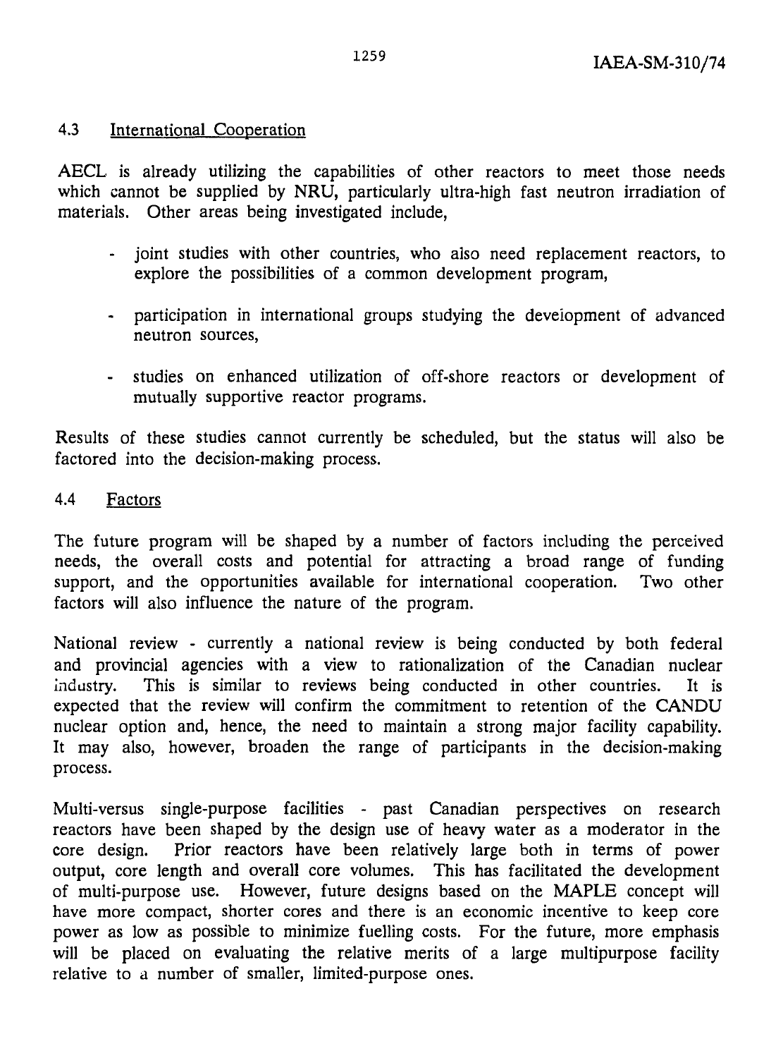### 4.3 International Cooperation

AECL is already utilizing the capabilities of other reactors to meet those needs which cannot be supplied by NRU, particularly ultra-high fast neutron irradiation of materials. Other areas being investigated include,

- joint studies with other countries, who also need replacement reactors, to explore the possibilities of a common development program,
- participation in international groups studying the development of advanced neutron sources,
- studies on enhanced utilization of off-shore reactors or development of mutually supportive reactor programs.

Results of these studies cannot currently be scheduled, but the status will also be factored into the decision-making process.

### 4.4 Factors

The future program will be shaped by a number of factors including the perceived needs, the overall costs and potential for attracting a broad range of funding support, and the opportunities available for international cooperation. Two other factors will also influence the nature of the program.

National review - currently a national review is being conducted by both federal and provincial agencies with a view to rationalization of the Canadian nuclear industry. This is similar to reviews being conducted in other countries. It is expected that the review will confirm the commitment to retention of the CANDU nuclear option and, hence, the need to maintain a strong major facility capability. It may also, however, broaden the range of participants in the decision-making process.

Multi-versus single-purpose facilities - past Canadian perspectives on research reactors have been shaped by the design use of heavy water as a moderator in the core design. Prior reactors have been relatively large both in terms of power output, core length and overall core volumes. This has facilitated the development of multi-purpose use. However, future designs based on the MAPLE concept will have more compact, shorter cores and there is an economic incentive to keep core power as low as possible to minimize fuelling costs. For the future, more emphasis will be placed on evaluating the relative merits of a large multipurpose facility relative to a number of smaller, limited-purpose ones.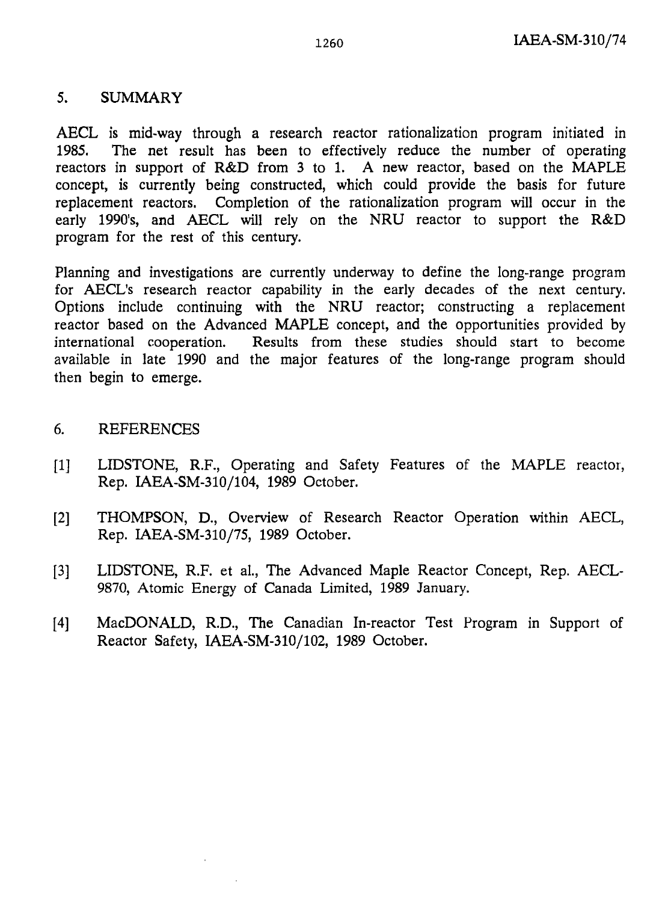## 5. SUMMARY

AECL is mid-way through a research reactor rationalization program initiated in 1985. The net result has been to effectively reduce the number of operating reactors in support of R&D from 3 to 1. A new reactor, based on the MAPLE concept, is currently being constructed, which could provide the basis for future replacement reactors. Completion of the rationalization program will occur in the early 1990's, and AECL will rely on the NRU reactor to support the R&D program for the rest of this century.

Planning and investigations are currently underway to define the long-range program for AECL's research reactor capability in the early decades of the next century. Options include continuing with the NRU reactor; constructing a replacement reactor based on the Advanced MAPLE concept, and the opportunities provided by international cooperation. Results from these studies should start to become available in late 1990 and the major features of the long-range program should then begin to emerge.

## 6. REFERENCES

[1] LIDSTONE, R.F., Operating and Safety Features of the MAPLE reactor, Rep. IAEA-SM-310/104, 1989 October.

[2] THOMPSON, D., Overview of Research Reactor Operation within AECL, Rep. IAEA-SM-310/75, 1989 October.

[3] LIDSTONE, R.F. et al., The Advanced Maple Reactor Concept, Rep. AECL-9870, Atomic Energy of Canada Limited, 1989 January.

[4] MacDONALD, R.D., The Canadian In-reactor Test Program in Support of Reactor Safety, IAEA-SM-310/102, 1989 October.